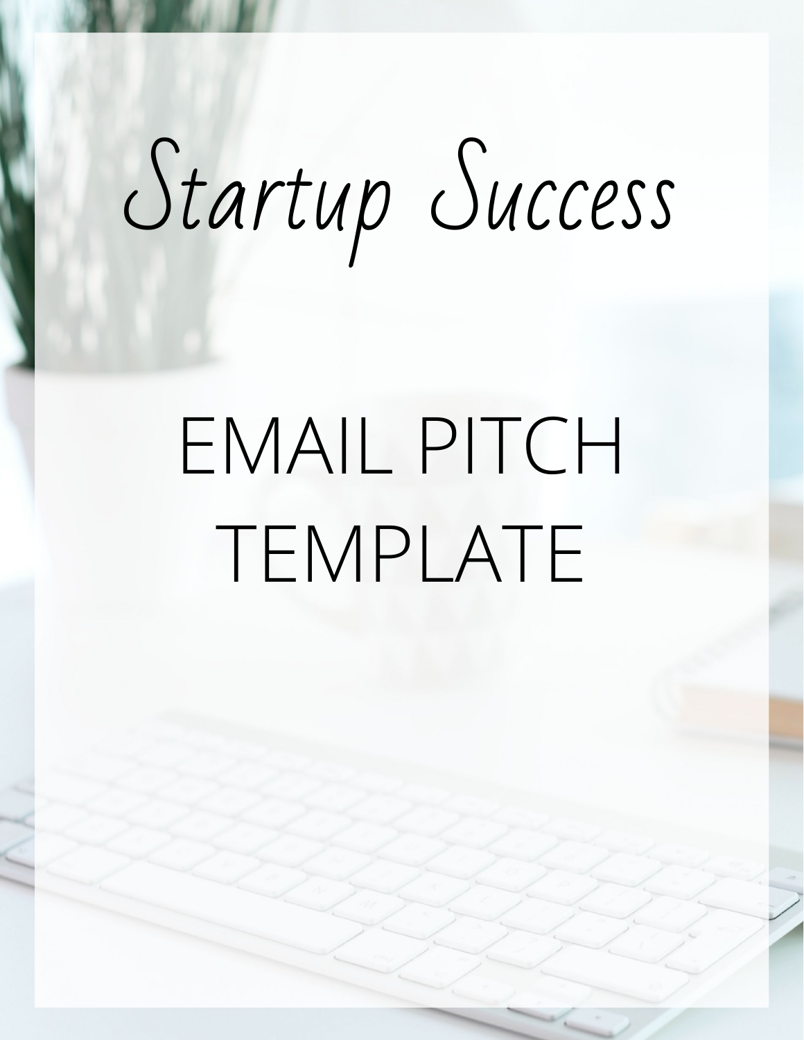# *Startup Success*

## EMAIL PITCH TEMPLATE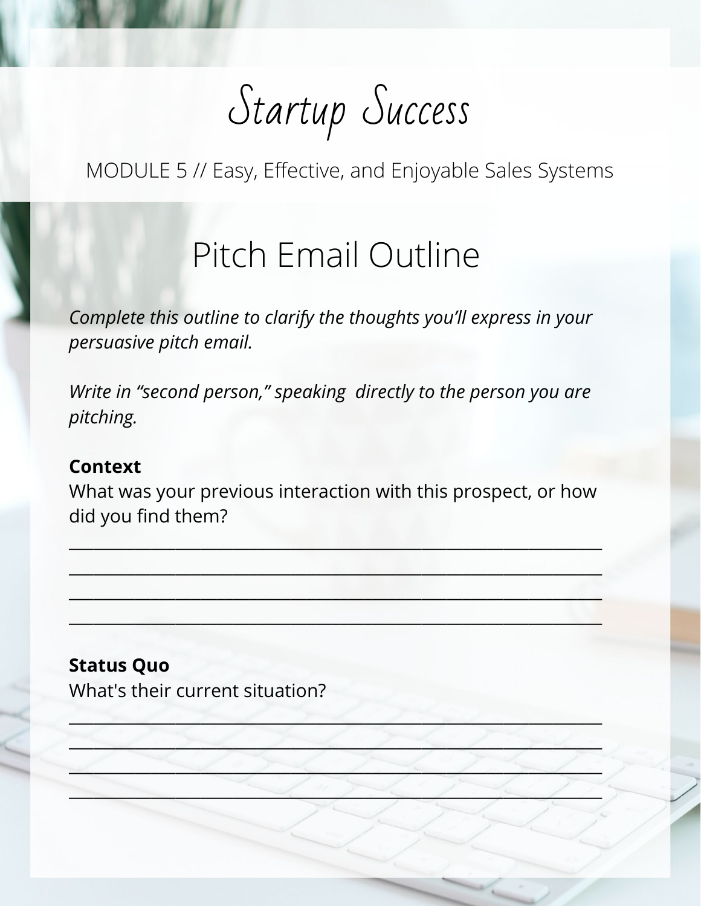# Startup Success

MODULE 5 // Easy, Effective, and Enjoyable Sales Systems

## Pitch Email Outline

*Complete this outline to clarify the thoughts you'll express in your persuasive pitch email.*

*Write in "second person," speaking directly to the person you are pitching.*

**Context**

What was your previous interaction with this prospect, or how did you find them?

\_\_\_\_\_\_\_\_\_\_\_\_\_\_\_\_\_\_\_\_\_\_\_\_\_\_\_\_\_\_\_\_\_\_\_\_\_\_\_\_\_\_\_\_\_\_\_\_\_\_\_\_\_\_\_\_\_\_\_\_

\_\_\_\_\_\_\_\_\_\_\_\_\_\_\_\_\_\_\_\_\_\_\_\_\_\_\_\_\_\_\_\_\_\_\_\_\_\_\_\_\_\_\_\_\_\_\_\_\_\_\_\_\_\_\_\_\_\_\_\_

\_\_\_\_\_\_\_\_\_\_\_\_\_\_\_\_\_\_\_\_\_\_\_\_\_\_\_\_\_\_\_\_\_\_\_\_\_\_\_\_\_\_\_\_\_\_\_\_\_\_\_\_\_\_\_\_\_\_\_\_

\_\_\_\_\_\_\_\_\_\_\_\_\_\_\_\_\_\_\_\_\_\_\_\_\_\_\_\_\_\_\_\_\_\_\_\_\_\_\_\_\_\_\_\_\_\_\_\_\_\_\_\_\_\_\_\_\_\_\_\_

**Status Quo**

What's their current situation?

\_\_\_\_\_\_\_\_\_\_\_\_\_\_\_\_\_\_\_\_\_\_\_\_\_\_\_\_\_\_\_\_\_\_\_\_\_\_\_\_\_\_\_\_\_\_\_\_\_\_\_\_\_\_\_\_\_\_\_\_

\_\_\_\_\_\_\_\_\_\_\_\_\_\_\_\_\_\_\_\_\_\_\_\_\_\_\_\_\_\_\_\_\_\_\_\_\_\_\_\_\_\_\_\_\_\_\_\_\_\_\_\_\_\_\_\_\_\_\_\_

\_\_\_\_\_\_\_\_\_\_\_\_\_\_\_\_\_\_\_\_\_\_\_\_\_\_\_\_\_\_\_\_\_\_\_\_\_\_\_\_\_\_\_\_\_\_\_\_\_\_\_\_\_\_\_\_\_\_\_\_

\_\_\_\_\_\_\_\_\_\_\_\_\_\_\_\_\_\_\_\_\_\_\_\_\_\_\_\_\_\_\_\_\_\_\_\_\_\_\_\_\_\_\_\_\_\_\_\_\_\_\_\_\_\_\_\_\_\_\_\_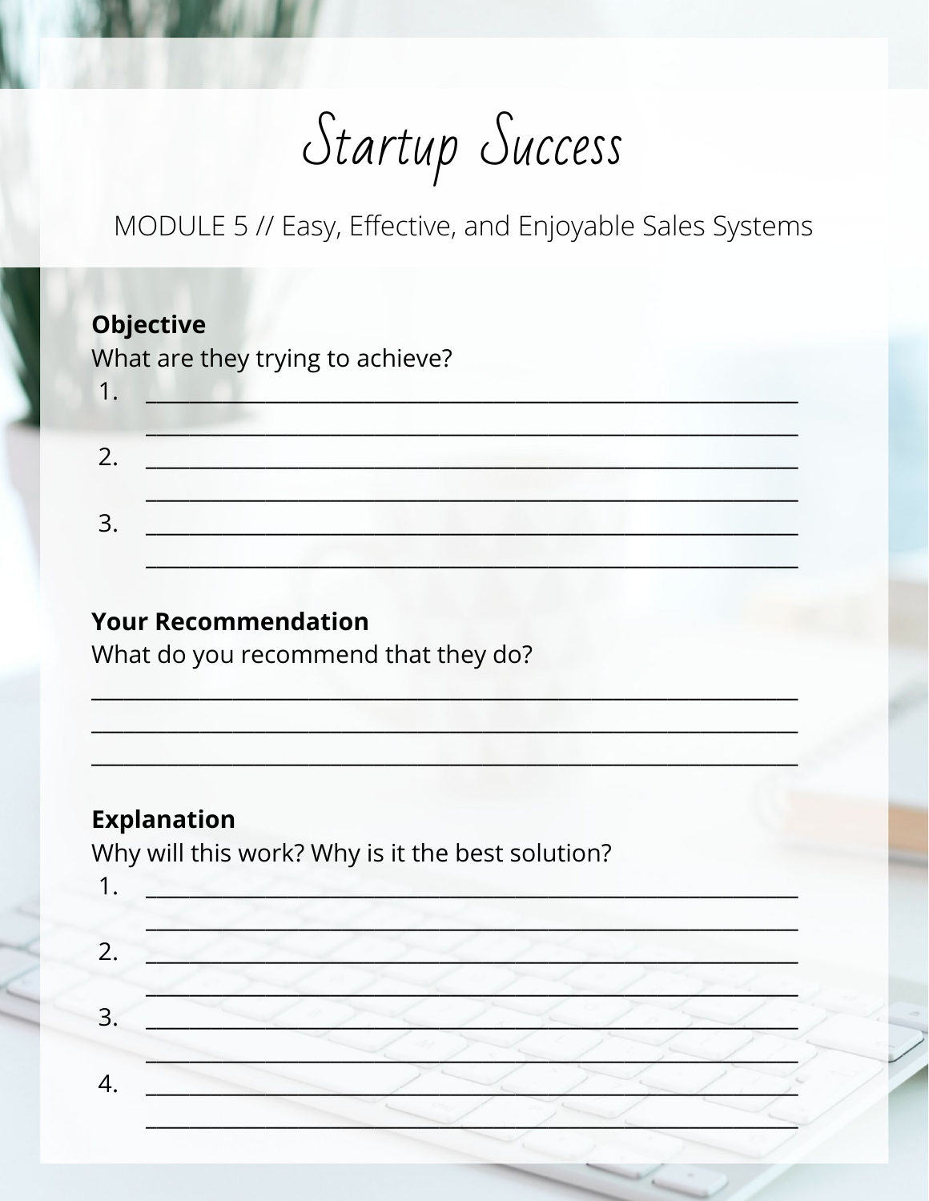# Startup Success

MODULE 5 // Easy, Effective, and Enjoyable Sales Systems

**Objective**

What are they trying to achieve?

1. ________________________________________________________________
   ________________________________________________________________
2. ________________________________________________________________
   ________________________________________________________________
3. ________________________________________________________________
   ________________________________________________________________

**Your Recommendation**

What do you recommend that they do?

____________________________________________________________________

____________________________________________________________________

____________________________________________________________________

**Explanation**

Why will this work? Why is it the best solution?

1. ________________________________________________________________
   ________________________________________________________________
2. ________________________________________________________________
   ________________________________________________________________
3. ________________________________________________________________
   ________________________________________________________________
4. ________________________________________________________________
   ________________________________________________________________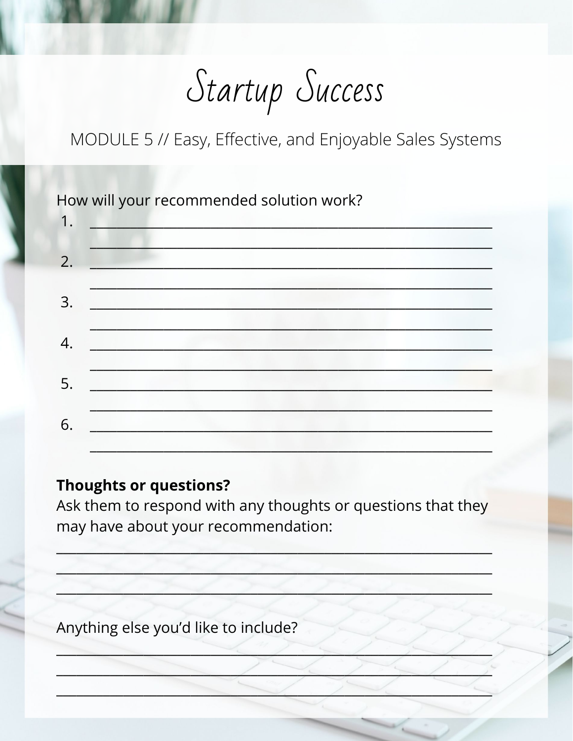# Startup Success

MODULE 5 // Easy, Effective, and Enjoyable Sales Systems

How will your recommended solution work?

1. ______________________________________________________________
   ______________________________________________________________
2. ______________________________________________________________
   ______________________________________________________________
3. ______________________________________________________________
   ______________________________________________________________
4. ______________________________________________________________
   ______________________________________________________________
5. ______________________________________________________________
   ______________________________________________________________
6. ______________________________________________________________
   ______________________________________________________________

**Thoughts or questions?**

Ask them to respond with any thoughts or questions that they may have about your recommendation:

________________________________________________________________

________________________________________________________________

________________________________________________________________

Anything else you'd like to include?

________________________________________________________________

________________________________________________________________

________________________________________________________________